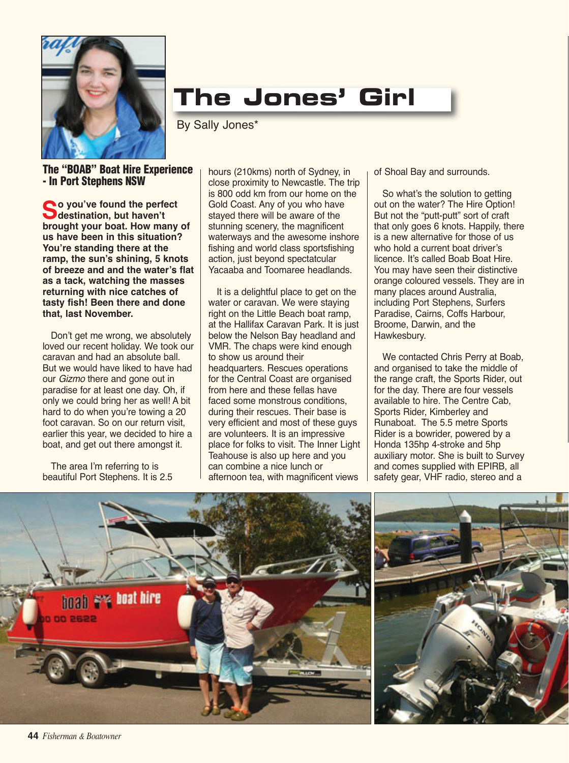# The Jones' Girl

By Sally Jones*

## The "BOAB" Boat Hire Experience - In Port Stephens NSW

**So you've found the perfect destination, but haven't brought your boat. How many of us have been in this situation? You're standing there at the ramp, the sun's shining, 5 knots of breeze and and the water's flat as a tack, watching the masses returning with nice catches of tasty fish! Been there and done that, last November.**

Don't get me wrong, we absolutely loved our recent holiday. We took our caravan and had an absolute ball. But we would have liked to have had our *Gizmo* there and gone out in paradise for at least one day. Oh, if only we could bring her as well! A bit hard to do when you're towing a 20 foot caravan. So on our return visit, earlier this year, we decided to hire a boat, and get out there amongst it.

The area I'm referring to is beautiful Port Stephens. It is 2.5 hours (210kms) north of Sydney, in close proximity to Newcastle. The trip is 800 odd km from our home on the Gold Coast. Any of you who have stayed there will be aware of the stunning scenery, the magnificent waterways and the awesome inshore fishing and world class sportsfishing action, just beyond spectatcular Yacaaba and Toomaree headlands.

It is a delightful place to get on the water or caravan. We were staying right on the Little Beach boat ramp, at the Hallifax Caravan Park. It is just below the Nelson Bay headland and VMR. The chaps were kind enough to show us around their headquarters. Rescues operations for the Central Coast are organised from here and these fellas have faced some monstrous conditions, during their rescues. Their base is very efficient and most of these guys are volunteers. It is an impressive place for folks to visit. The Inner Light Teahouse is also up here and you can combine a nice lunch or afternoon tea, with magnificent views of Shoal Bay and surrounds.

So what's the solution to getting out on the water? The Hire Option! But not the "putt-putt" sort of craft that only goes 6 knots. Happily, there is a new alternative for those of us who hold a current boat driver's licence. It's called Boab Boat Hire. You may have seen their distinctive orange coloured vessels. They are in many places around Australia, including Port Stephens, Surfers Paradise, Cairns, Coffs Harbour, Broome, Darwin, and the Hawkesbury.

We contacted Chris Perry at Boab, and organised to take the middle of the range craft, the Sports Rider, out for the day. There are four vessels available to hire. The Centre Cab, Sports Rider, Kimberley and Runaboat. The 5.5 metre Sports Rider is a bowrider, powered by a Honda 135hp 4-stroke and 5hp auxiliary motor. She is built to Survey and comes supplied with EPIRB, all safety gear, VHF radio, stereo and a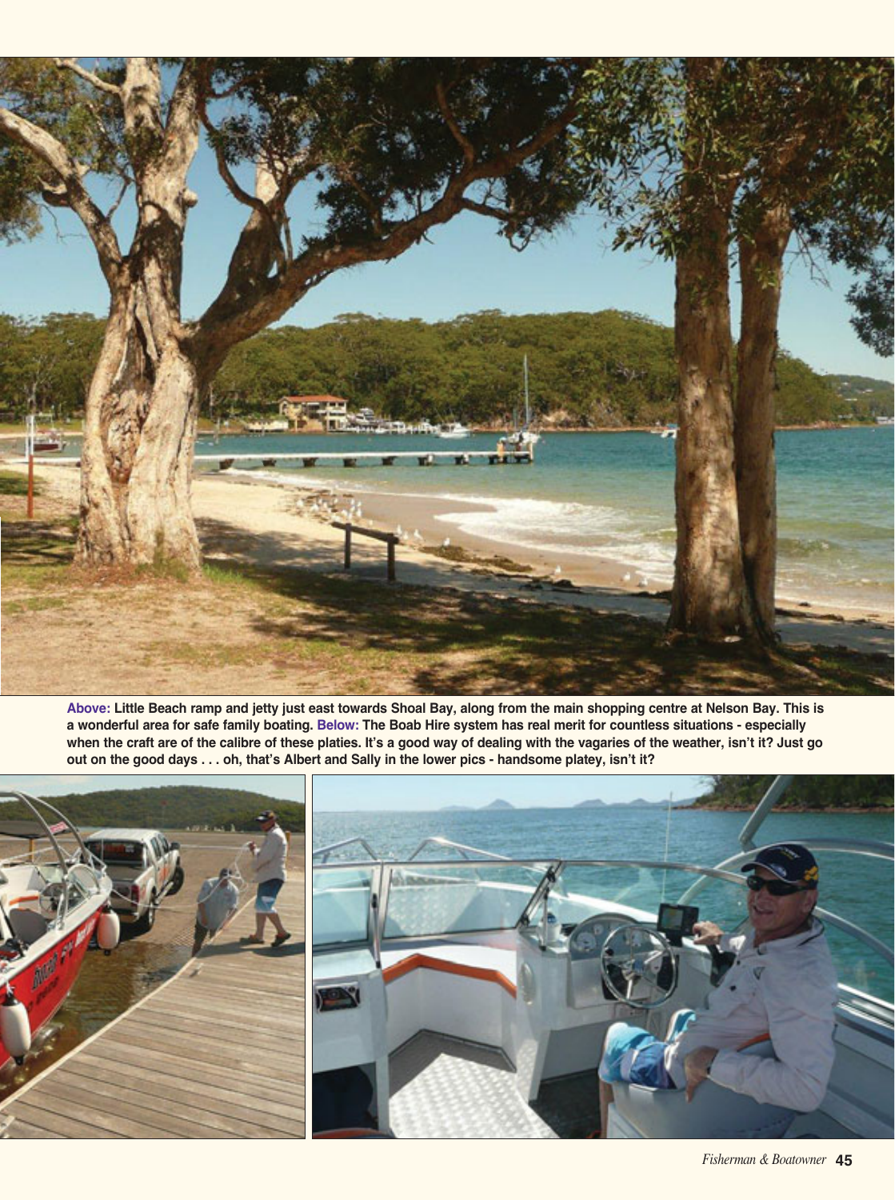**Above:** Little Beach ramp and jetty just east towards Shoal Bay, along from the main shopping centre at Nelson Bay. This is a wonderful area for safe family boating. **Below:** The Boab Hire system has real merit for countless situations - especially when the craft are of the calibre of these platies. It's a good way of dealing with the vagaries of the weather, isn't it? Just go out on the good days . . . oh, that's Albert and Sally in the lower pics - handsome platey, isn't it?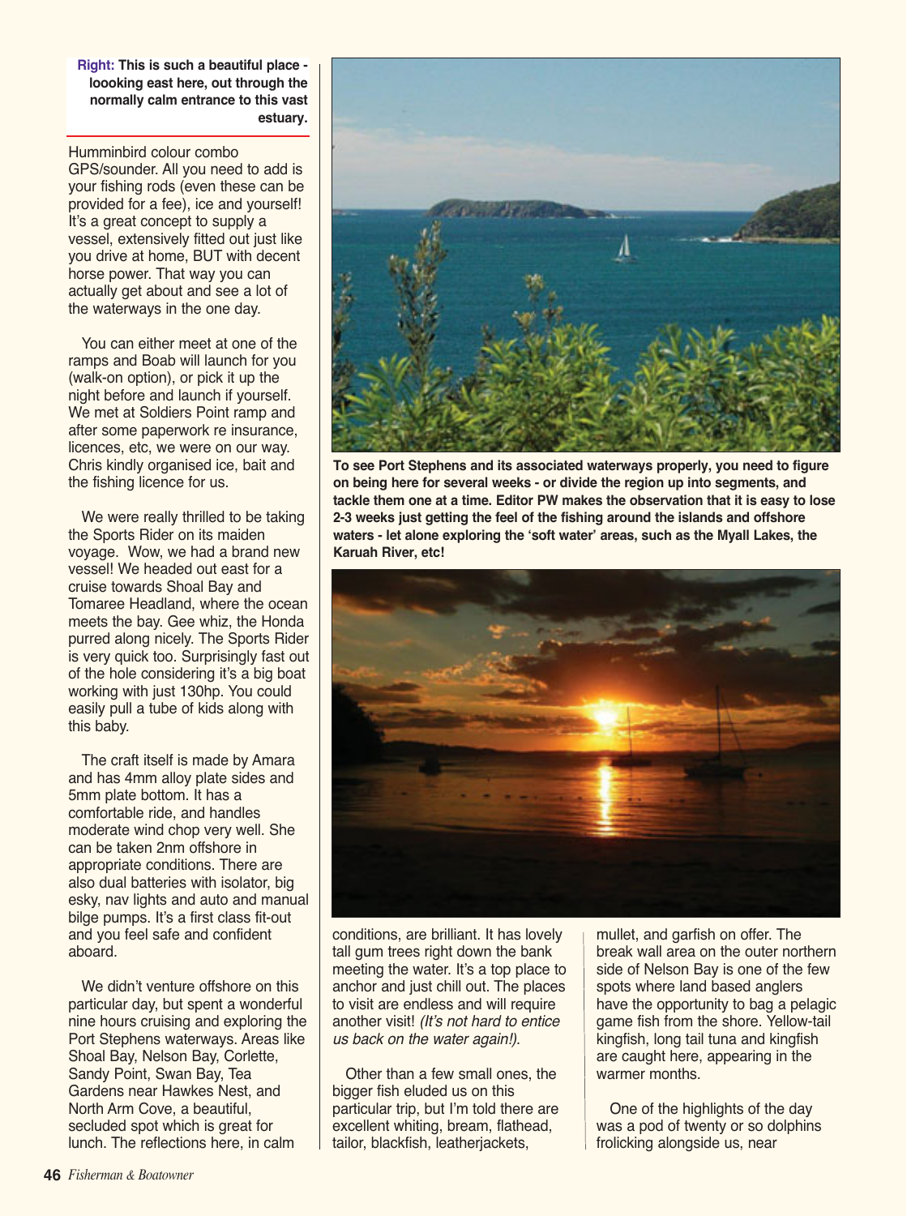**Right:** **This is such a beautiful place - loooking east here, out through the normally calm entrance to this vast estuary.**

Humminbird colour combo GPS/sounder. All you need to add is your fishing rods (even these can be provided for a fee), ice and yourself! It's a great concept to supply a vessel, extensively fitted out just like you drive at home, BUT with decent horse power. That way you can actually get about and see a lot of the waterways in the one day.

You can either meet at one of the ramps and Boab will launch for you (walk-on option), or pick it up the night before and launch if yourself. We met at Soldiers Point ramp and after some paperwork re insurance, licences, etc, we were on our way. Chris kindly organised ice, bait and the fishing licence for us.

We were really thrilled to be taking the Sports Rider on its maiden voyage. Wow, we had a brand new vessel! We headed out east for a cruise towards Shoal Bay and Tomaree Headland, where the ocean meets the bay. Gee whiz, the Honda purred along nicely. The Sports Rider is very quick too. Surprisingly fast out of the hole considering it's a big boat working with just 130hp. You could easily pull a tube of kids along with this baby.

The craft itself is made by Amara and has 4mm alloy plate sides and 5mm plate bottom. It has a comfortable ride, and handles moderate wind chop very well. She can be taken 2nm offshore in appropriate conditions. There are also dual batteries with isolator, big esky, nav lights and auto and manual bilge pumps. It's a first class fit-out and you feel safe and confident aboard.

We didn't venture offshore on this particular day, but spent a wonderful nine hours cruising and exploring the Port Stephens waterways. Areas like Shoal Bay, Nelson Bay, Corlette, Sandy Point, Swan Bay, Tea Gardens near Hawkes Nest, and North Arm Cove, a beautiful, secluded spot which is great for lunch. The reflections here, in calm conditions, are brilliant. It has lovely tall gum trees right down the bank meeting the water. It's a top place to anchor and just chill out. The places to visit are endless and will require another visit! *(It's not hard to entice us back on the water again!).*

**To see Port Stephens and its associated waterways properly, you need to figure on being here for several weeks - or divide the region up into segments, and tackle them one at a time. Editor PW makes the observation that it is easy to lose 2-3 weeks just getting the feel of the fishing around the islands and offshore waters - let alone exploring the 'soft water' areas, such as the Myall Lakes, the Karuah River, etc!**

Other than a few small ones, the bigger fish eluded us on this particular trip, but I'm told there are excellent whiting, bream, flathead, tailor, blackfish, leatherjackets, mullet, and garfish on offer. The break wall area on the outer northern side of Nelson Bay is one of the few spots where land based anglers have the opportunity to bag a pelagic game fish from the shore. Yellow-tail kingfish, long tail tuna and kingfish are caught here, appearing in the warmer months.

One of the highlights of the day was a pod of twenty or so dolphins frolicking alongside us, near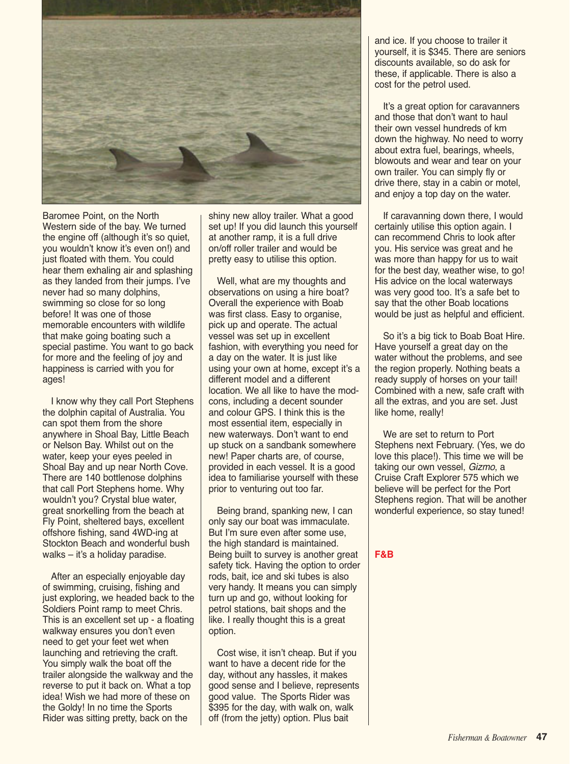Baromee Point, on the North Western side of the bay. We turned the engine off (although it's so quiet, you wouldn't know it's even on!) and just floated with them. You could hear them exhaling air and splashing as they landed from their jumps. I've never had so many dolphins, swimming so close for so long before! It was one of those memorable encounters with wildlife that make going boating such a special pastime. You want to go back for more and the feeling of joy and happiness is carried with you for ages!

I know why they call Port Stephens the dolphin capital of Australia. You can spot them from the shore anywhere in Shoal Bay, Little Beach or Nelson Bay. Whilst out on the water, keep your eyes peeled in Shoal Bay and up near North Cove. There are 140 bottlenose dolphins that call Port Stephens home. Why wouldn't you? Crystal blue water, great snorkelling from the beach at Fly Point, sheltered bays, excellent offshore fishing, sand 4WD-ing at Stockton Beach and wonderful bush walks – it's a holiday paradise.

After an especially enjoyable day of swimming, cruising, fishing and just exploring, we headed back to the Soldiers Point ramp to meet Chris. This is an excellent set up - a floating walkway ensures you don't even need to get your feet wet when launching and retrieving the craft. You simply walk the boat off the trailer alongside the walkway and the reverse to put it back on. What a top idea! Wish we had more of these on the Goldy! In no time the Sports Rider was sitting pretty, back on the shiny new alloy trailer. What a good set up! If you did launch this yourself at another ramp, it is a full drive on/off roller trailer and would be pretty easy to utilise this option.

Well, what are my thoughts and observations on using a hire boat? Overall the experience with Boab was first class. Easy to organise, pick up and operate. The actual vessel was set up in excellent fashion, with everything you need for a day on the water. It is just like using your own at home, except it's a different model and a different location. We all like to have the mod-cons, including a decent sounder and colour GPS. I think this is the most essential item, especially in new waterways. Don't want to end up stuck on a sandbank somewhere new! Paper charts are, of course, provided in each vessel. It is a good idea to familiarise yourself with these prior to venturing out too far.

Being brand, spanking new, I can only say our boat was immaculate. But I'm sure even after some use, the high standard is maintained. Being built to survey is another great safety tick. Having the option to order rods, bait, ice and ski tubes is also very handy. It means you can simply turn up and go, without looking for petrol stations, bait shops and the like. I really thought this is a great option.

Cost wise, it isn't cheap. But if you want to have a decent ride for the day, without any hassles, it makes good sense and I believe, represents good value. The Sports Rider was $395 for the day, with walk on, walk off (from the jetty) option. Plus bait and ice. If you choose to trailer it yourself, it is $345. There are seniors discounts available, so do ask for these, if applicable. There is also a cost for the petrol used.

It's a great option for caravanners and those that don't want to haul their own vessel hundreds of km down the highway. No need to worry about extra fuel, bearings, wheels, blowouts and wear and tear on your own trailer. You can simply fly or drive there, stay in a cabin or motel, and enjoy a top day on the water.

If caravanning down there, I would certainly utilise this option again. I can recommend Chris to look after you. His service was great and he was more than happy for us to wait for the best day, weather wise, to go! His advice on the local waterways was very good too. It's a safe bet to say that the other Boab locations would be just as helpful and efficient.

So it's a big tick to Boab Boat Hire. Have yourself a great day on the water without the problems, and see the region properly. Nothing beats a ready supply of horses on your tail! Combined with a new, safe craft with all the extras, and you are set. Just like home, really!

We are set to return to Port Stephens next February. (Yes, we do love this place!). This time we will be taking our own vessel, *Gizmo*, a Cruise Craft Explorer 575 which we believe will be perfect for the Port Stephens region. That will be another wonderful experience, so stay tuned!

**F&B**